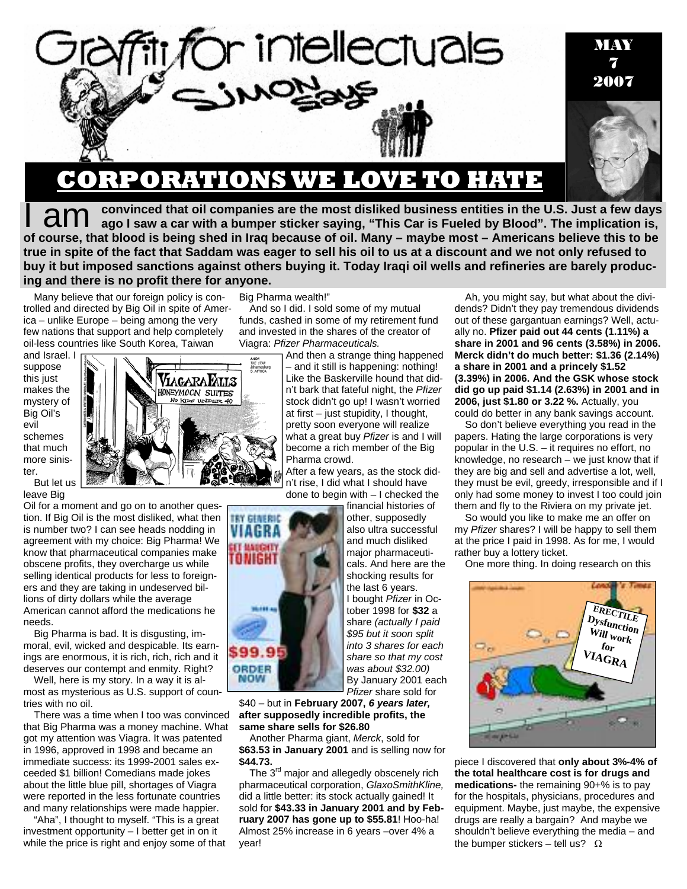# Graffiti for intellectuals

## Simon Says

MAY 7 2007

# CORPORATIONS WE LOVE TO HATE

**I am convinced that oil companies are the most disliked business entities in the U.S. Just a few days ago I saw a car with a bumper sticker saying, "This Car is Fueled by Blood". The implication is, of course, that blood is being shed in Iraq because of oil. Many – maybe most – Americans believe this to be true in spite of the fact that Saddam was eager to sell his oil to us at a discount and we not only refused to buy it but imposed sanctions against others buying it. Today Iraqi oil wells and refineries are barely producing and there is no profit there for anyone.**

Many believe that our foreign policy is controlled and directed by Big Oil in spite of America – unlike Europe – being among the very few nations that support and help completely oil-less countries like South Korea, Taiwan and Israel. I suppose this just makes the mystery of Big Oil's evil schemes that much more sinister.

But let us leave Big Oil for a moment and go on to another question. If Big Oil is the most disliked, what then is number two? I can see heads nodding in agreement with my choice: Big Pharma! We know that pharmaceutical companies make obscene profits, they overcharge us while selling identical products for less to foreigners and they are taking in undeserved billions of dirty dollars while the average American cannot afford the medications he needs.

Big Pharma is bad. It is disgusting, immoral, evil, wicked and despicable. Its earnings are enormous, it is rich, rich, rich and it deserves our contempt and enmity. Right?

Well, here is my story. In a way it is almost as mysterious as U.S. support of countries with no oil.

There was a time when I too was convinced that Big Pharma was a money machine. What got my attention was Viagra. It was patented in 1996, approved in 1998 and became an immediate success: its 1999-2001 sales exceeded $1 billion! Comedians made jokes about the little blue pill, shortages of Viagra were reported in the less fortunate countries and many relationships were made happier.

"Aha", I thought to myself. "This is a great investment opportunity – I better get in on it while the price is right and enjoy some of that Big Pharma wealth!"

And so I did. I sold some of my mutual funds, cashed in some of my retirement fund and invested in the shares of the creator of Viagra: *Pfizer Pharmaceuticals.*

And then a strange thing happened – and it still is happening: nothing! Like the Baskerville hound that didn't bark that fateful night, the *Pfizer* stock didn't go up! I wasn't worried at first – just stupidity, I thought, pretty soon everyone will realize what a great buy *Pfizer* is and I will become a rich member of the Big Pharma crowd.

After a few years, as the stock didn't rise, I did what I should have done to begin with – I checked the financial histories of other, supposedly also ultra successful and much disliked major pharmaceuticals. And here are the shocking results for the last 6 years.

I bought *Pfizer* in October 1998 for **$32** a share *(actually I paid $95 but it soon split into 3 shares for each share so that my cost was about $32.00)* By January 2001 each *Pfizer* share sold for $40 – but in **February 2007, *6 years later,* after supposedly incredible profits, the same share sells for $26.80**

Another Pharma giant, *Merck*, sold for **$63.53 in January 2001** and is selling now for **$44.73.**

The 3rd major and allegedly obscenely rich pharmaceutical corporation, *GlaxoSmithKline,* did a little better: its stock actually gained! It sold for **$43.33 in January 2001 and by February 2007 has gone up to $55.81**! Hoo-ha! Almost 25% increase in 6 years –over 4% a year!

Ah, you might say, but what about the dividends? Didn't they pay tremendous dividends out of these gargantuan earnings? Well, actually no. **Pfizer paid out 44 cents (1.11%) a share in 2001 and 96 cents (3.58%) in 2006. Merck didn't do much better: $1.36 (2.14%) a share in 2001 and a princely $1.52 (3.39%) in 2006. And the GSK whose stock did go up paid $1.14 (2.63%) in 2001 and in 2006, just $1.80 or 3.22 %.** Actually, you could do better in any bank savings account.

So don't believe everything you read in the papers. Hating the large corporations is very popular in the U.S. – it requires no effort, no knowledge, no research – we just know that if they are big and sell and advertise a lot, well, they must be evil, greedy, irresponsible and if I only had some money to invest I too could join them and fly to the Riviera on my private jet.

So would you like to make me an offer on my *Pfizer* shares? I will be happy to sell them at the price I paid in 1998. As for me, I would rather buy a lottery ticket.

One more thing. In doing research on this piece I discovered that **only about 3%-4% of the total healthcare cost is for drugs and medications-** the remaining 90+% is to pay for the hospitals, physicians, procedures and equipment. Maybe, just maybe, the expensive drugs are really a bargain? And maybe we shouldn't believe everything the media – and the bumper stickers – tell us? Ω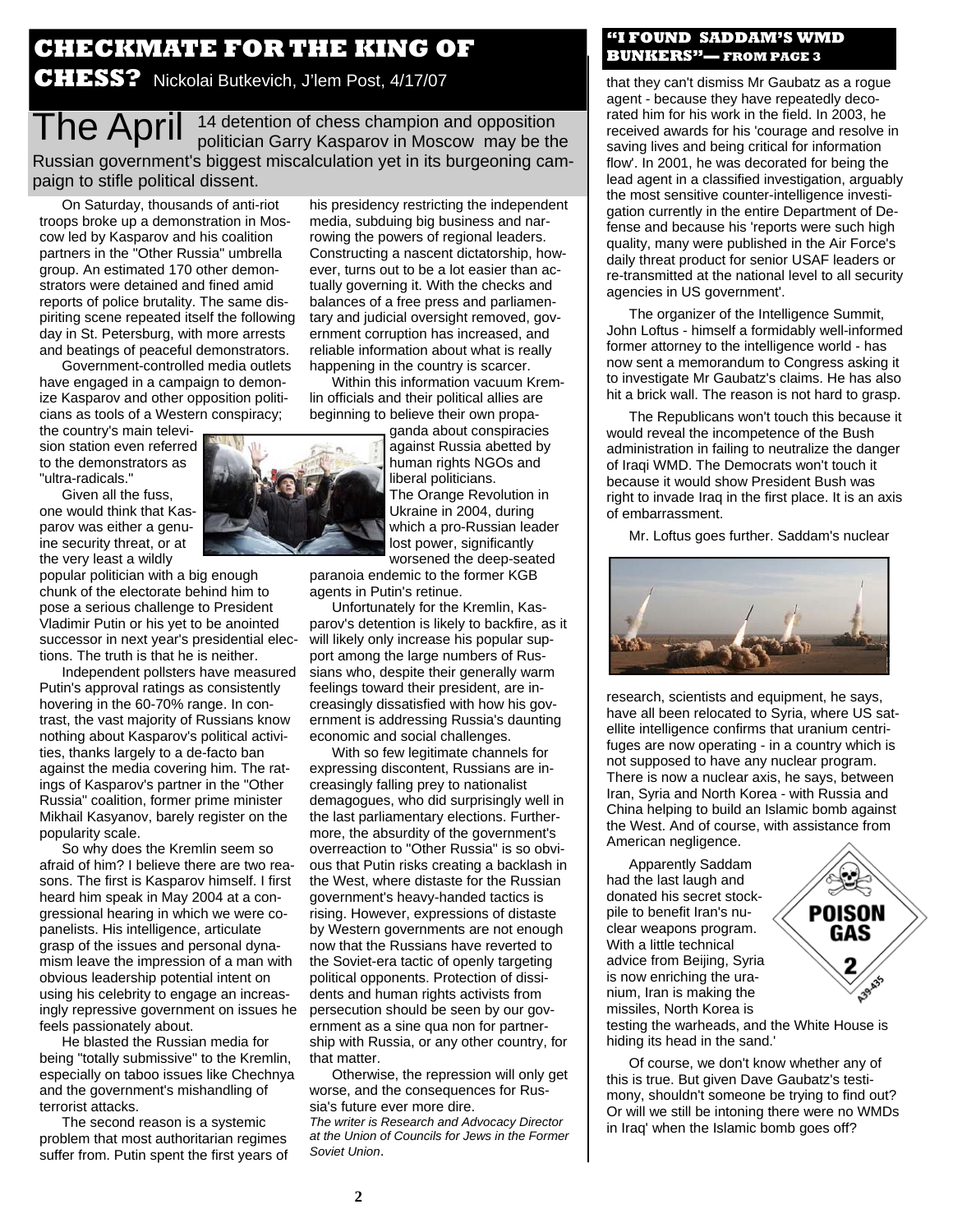# CHECKMATE FOR THE KING OF CHESS?

Nickolai Butkevich, J'lem Post, 4/17/07

**The April 14 detention of chess champion and opposition politician Garry Kasparov in Moscow may be the Russian government's biggest miscalculation yet in its burgeoning campaign to stifle political dissent.**

On Saturday, thousands of anti-riot troops broke up a demonstration in Moscow led by Kasparov and his coalition partners in the "Other Russia" umbrella group. An estimated 170 other demonstrators were detained and fined amid reports of police brutality. The same dispiriting scene repeated itself the following day in St. Petersburg, with more arrests and beatings of peaceful demonstrators.

Government-controlled media outlets have engaged in a campaign to demonize Kasparov and other opposition politicians as tools of a Western conspiracy; the country's main television station even referred to the demonstrators as "ultra-radicals."

Given all the fuss, one would think that Kasparov was either a genuine security threat, or at the very least a wildly popular politician with a big enough chunk of the electorate behind him to pose a serious challenge to President Vladimir Putin or his yet to be anointed successor in next year's presidential elections. The truth is that he is neither.

Independent pollsters have measured Putin's approval ratings as consistently hovering in the 60-70% range. In contrast, the vast majority of Russians know nothing about Kasparov's political activities, thanks largely to a de-facto ban against the media covering him. The ratings of Kasparov's partner in the "Other Russia" coalition, former prime minister Mikhail Kasyanov, barely register on the popularity scale.

So why does the Kremlin seem so afraid of him? I believe there are two reasons. The first is Kasparov himself. I first heard him speak in May 2004 at a congressional hearing in which we were co-panelists. His intelligence, articulate grasp of the issues and personal dynamism leave the impression of a man with obvious leadership potential intent on using his celebrity to engage an increasingly repressive government on issues he feels passionately about.

He blasted the Russian media for being "totally submissive" to the Kremlin, especially on taboo issues like Chechnya and the government's mishandling of terrorist attacks.

The second reason is a systemic problem that most authoritarian regimes suffer from. Putin spent the first years of his presidency restricting the independent media, subduing big business and narrowing the powers of regional leaders. Constructing a nascent dictatorship, however, turns out to be a lot easier than actually governing it. With the checks and balances of a free press and parliamentary and judicial oversight removed, government corruption has increased, and reliable information about what is really happening in the country is scarcer.

Within this information vacuum Kremlin officials and their political allies are beginning to believe their own propaganda about conspiracies against Russia abetted by human rights NGOs and liberal politicians. The Orange Revolution in Ukraine in 2004, during which a pro-Russian leader lost power, significantly worsened the deep-seated paranoia endemic to the former KGB agents in Putin's retinue.

Unfortunately for the Kremlin, Kasparov's detention is likely to backfire, as it will likely only increase his popular support among the large numbers of Russians who, despite their generally warm feelings toward their president, are increasingly dissatisfied with how his government is addressing Russia's daunting economic and social challenges.

With so few legitimate channels for expressing discontent, Russians are increasingly falling prey to nationalist demagogues, who did surprisingly well in the last parliamentary elections. Furthermore, the absurdity of the government's overreaction to "Other Russia" is so obvious that Putin risks creating a backlash in the West, where distaste for the Russian government's heavy-handed tactics is rising. However, expressions of distaste by Western governments are not enough now that the Russians have reverted to the Soviet-era tactic of openly targeting political opponents. Protection of dissidents and human rights activists from persecution should be seen by our government as a sine qua non for partnership with Russia, or any other country, for that matter.

Otherwise, the repression will only get worse, and the consequences for Russia's future ever more dire.

*The writer is Research and Advocacy Director at the Union of Councils for Jews in the Former Soviet Union*.

# "I FOUND SADDAM'S WMD BUNKERS"— FROM PAGE 3

that they can't dismiss Mr Gaubatz as a rogue agent - because they have repeatedly decorated him for his work in the field. In 2003, he received awards for his 'courage and resolve in saving lives and being critical for information flow'. In 2001, he was decorated for being the lead agent in a classified investigation, arguably the most sensitive counter-intelligence investigation currently in the entire Department of Defense and because his 'reports were such high quality, many were published in the Air Force's daily threat product for senior USAF leaders or re-transmitted at the national level to all security agencies in US government'.

The organizer of the Intelligence Summit, John Loftus - himself a formidably well-informed former attorney to the intelligence world - has now sent a memorandum to Congress asking it to investigate Mr Gaubatz's claims. He has also hit a brick wall. The reason is not hard to grasp.

The Republicans won't touch this because it would reveal the incompetence of the Bush administration in failing to neutralize the danger of Iraqi WMD. The Democrats won't touch it because it would show President Bush was right to invade Iraq in the first place. It is an axis of embarrassment.

Mr. Loftus goes further. Saddam's nuclear research, scientists and equipment, he says, have all been relocated to Syria, where US satellite intelligence confirms that uranium centrifuges are now operating - in a country which is not supposed to have any nuclear program. There is now a nuclear axis, he says, between Iran, Syria and North Korea - with Russia and China helping to build an Islamic bomb against the West. And of course, with assistance from American negligence.

Apparently Saddam had the last laugh and donated his secret stockpile to benefit Iran's nuclear weapons program. With a little technical advice from Beijing, Syria is now enriching the uranium, Iran is making the missiles, North Korea is testing the warheads, and the White House is hiding its head in the sand.'

Of course, we don't know whether any of this is true. But given Dave Gaubatz's testimony, shouldn't someone be trying to find out? Or will we still be intoning there were no WMDs in Iraq' when the Islamic bomb goes off?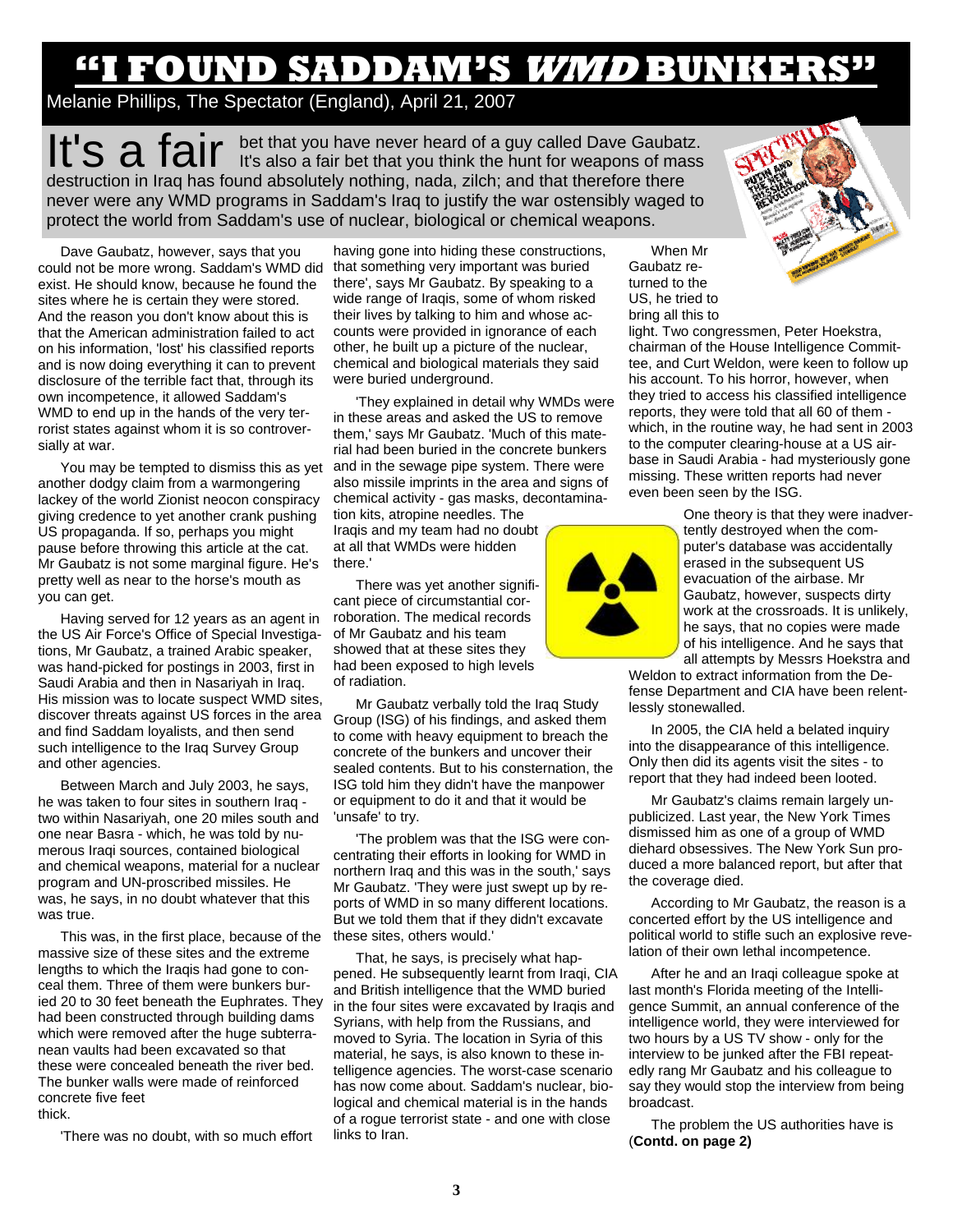# "I FOUND SADDAM'S *WMD* BUNKERS"

Melanie Phillips, The Spectator (England), April 21, 2007

It's a fair bet that you have never heard of a guy called Dave Gaubatz. It's also a fair bet that you think the hunt for weapons of mass destruction in Iraq has found absolutely nothing, nada, zilch; and that therefore there never were any WMD programs in Saddam's Iraq to justify the war ostensibly waged to protect the world from Saddam's use of nuclear, biological or chemical weapons.

Dave Gaubatz, however, says that you could not be more wrong. Saddam's WMD did exist. He should know, because he found the sites where he is certain they were stored. And the reason you don't know about this is that the American administration failed to act on his information, 'lost' his classified reports and is now doing everything it can to prevent disclosure of the terrible fact that, through its own incompetence, it allowed Saddam's WMD to end up in the hands of the very terrorist states against whom it is so controversially at war.

You may be tempted to dismiss this as yet another dodgy claim from a warmongering lackey of the world Zionist neocon conspiracy giving credence to yet another crank pushing US propaganda. If so, perhaps you might pause before throwing this article at the cat. Mr Gaubatz is not some marginal figure. He's pretty well as near to the horse's mouth as you can get.

Having served for 12 years as an agent in the US Air Force's Office of Special Investigations, Mr Gaubatz, a trained Arabic speaker, was hand-picked for postings in 2003, first in Saudi Arabia and then in Nasariyah in Iraq. His mission was to locate suspect WMD sites, discover threats against US forces in the area and find Saddam loyalists, and then send such intelligence to the Iraq Survey Group and other agencies.

Between March and July 2003, he says, he was taken to four sites in southern Iraq - two within Nasariyah, one 20 miles south and one near Basra - which, he was told by numerous Iraqi sources, contained biological and chemical weapons, material for a nuclear program and UN-proscribed missiles. He was, he says, in no doubt whatever that this was true.

This was, in the first place, because of the massive size of these sites and the extreme lengths to which the Iraqis had gone to conceal them. Three of them were bunkers buried 20 to 30 feet beneath the Euphrates. They had been constructed through building dams which were removed after the huge subterranean vaults had been excavated so that these were concealed beneath the river bed. The bunker walls were made of reinforced concrete five feet thick.

'There was no doubt, with so much effort having gone into hiding these constructions, that something very important was buried there', says Mr Gaubatz. By speaking to a wide range of Iraqis, some of whom risked their lives by talking to him and whose accounts were provided in ignorance of each other, he built up a picture of the nuclear, chemical and biological materials they said were buried underground.

'They explained in detail why WMDs were in these areas and asked the US to remove them,' says Mr Gaubatz. 'Much of this material had been buried in the concrete bunkers and in the sewage pipe system. There were also missile imprints in the area and signs of chemical activity - gas masks, decontamination kits, atropine needles. The Iraqis and my team had no doubt at all that WMDs were hidden there.'

There was yet another significant piece of circumstantial corroboration. The medical records of Mr Gaubatz and his team showed that at these sites they had been exposed to high levels of radiation.

Mr Gaubatz verbally told the Iraq Study Group (ISG) of his findings, and asked them to come with heavy equipment to breach the concrete of the bunkers and uncover their sealed contents. But to his consternation, the ISG told him they didn't have the manpower or equipment to do it and that it would be 'unsafe' to try.

'The problem was that the ISG were concentrating their efforts in looking for WMD in northern Iraq and this was in the south,' says Mr Gaubatz. 'They were just swept up by reports of WMD in so many different locations. But we told them that if they didn't excavate these sites, others would.'

That, he says, is precisely what happened. He subsequently learnt from Iraqi, CIA and British intelligence that the WMD buried in the four sites were excavated by Iraqis and Syrians, with help from the Russians, and moved to Syria. The location in Syria of this material, he says, is also known to these intelligence agencies. The worst-case scenario has now come about. Saddam's nuclear, biological and chemical material is in the hands of a rogue terrorist state - and one with close links to Iran.

When Mr Gaubatz returned to the US, he tried to bring all this to light. Two congressmen, Peter Hoekstra, chairman of the House Intelligence Committee, and Curt Weldon, were keen to follow up his account. To his horror, however, when they tried to access his classified intelligence reports, they were told that all 60 of them - which, in the routine way, he had sent in 2003 to the computer clearing-house at a US airbase in Saudi Arabia - had mysteriously gone missing. These written reports had never even been seen by the ISG.

One theory is that they were inadvertently destroyed when the computer's database was accidentally erased in the subsequent US evacuation of the airbase. Mr Gaubatz, however, suspects dirty work at the crossroads. It is unlikely, he says, that no copies were made of his intelligence. And he says that all attempts by Messrs Hoekstra and Weldon to extract information from the Defense Department and CIA have been relentlessly stonewalled.

In 2005, the CIA held a belated inquiry into the disappearance of this intelligence. Only then did its agents visit the sites - to report that they had indeed been looted.

Mr Gaubatz's claims remain largely unpublicized. Last year, the New York Times dismissed him as one of a group of WMD diehard obsessives. The New York Sun produced a more balanced report, but after that the coverage died.

According to Mr Gaubatz, the reason is a concerted effort by the US intelligence and political world to stifle such an explosive revelation of their own lethal incompetence.

After he and an Iraqi colleague spoke at last month's Florida meeting of the Intelligence Summit, an annual conference of the intelligence world, they were interviewed for two hours by a US TV show - only for the interview to be junked after the FBI repeatedly rang Mr Gaubatz and his colleague to say they would stop the interview from being broadcast.

The problem the US authorities have is (**Contd. on page 2)**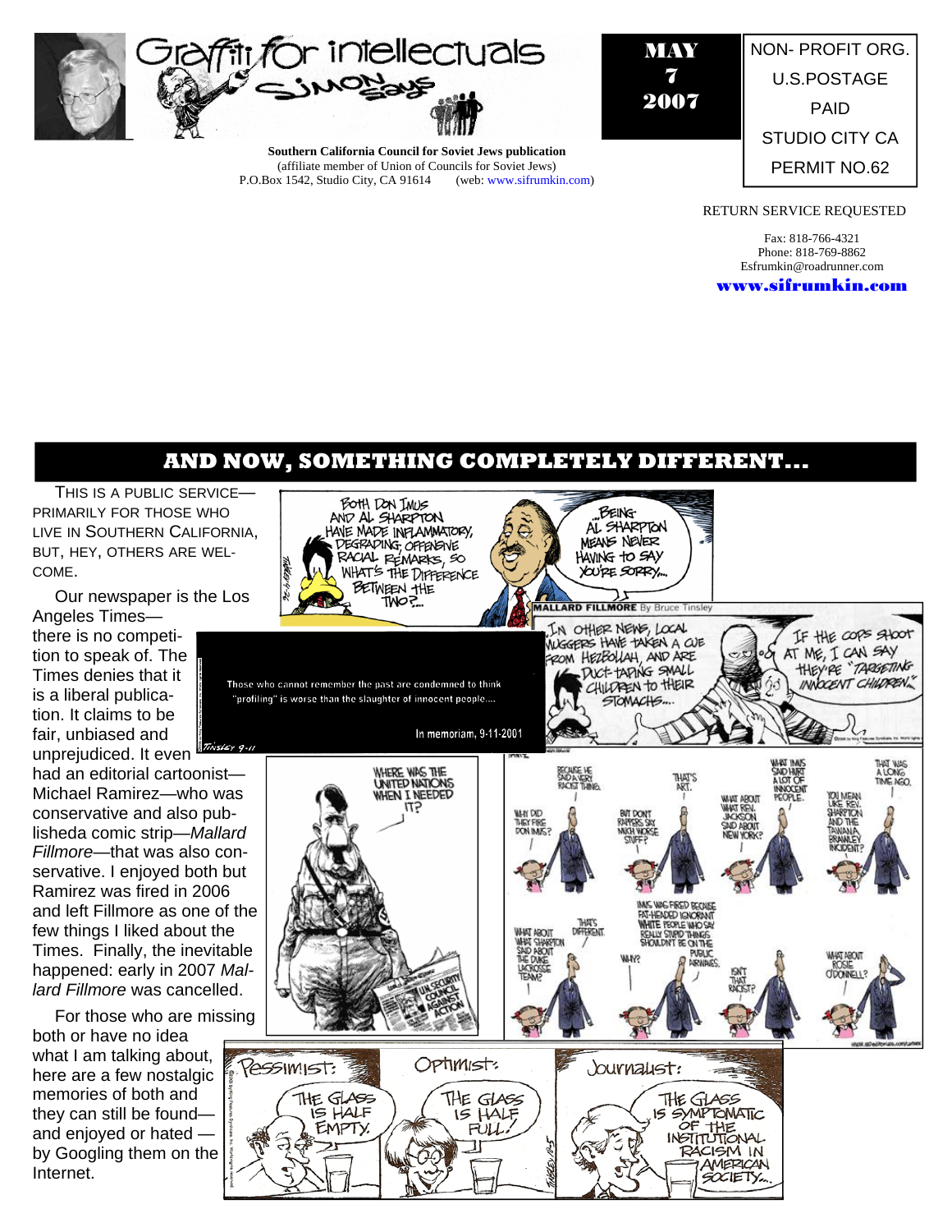# Graffiti for intellectuals — Simon Says

**Southern California Council for Soviet Jews publication**
(affiliate member of Union of Councils for Soviet Jews)
P.O.Box 1542, Studio City, CA 91614 (web: www.sifrumkin.com)

**MAY 7 2007**

NON- PROFIT ORG.
U.S.POSTAGE
PAID
STUDIO CITY CA
PERMIT NO.62

RETURN SERVICE REQUESTED

Fax: 818-766-4321
Phone: 818-769-8862
Esfrumkin@roadrunner.com
**www.sifrumkin.com**

## AND NOW, SOMETHING COMPLETELY DIFFERENT…

THIS IS A PUBLIC SERVICE—PRIMARILY FOR THOSE WHO LIVE IN SOUTHERN CALIFORNIA, BUT, HEY, OTHERS ARE WELCOME.

Our newspaper is the Los Angeles Times—there is no competition to speak of. The Times denies that it is a liberal publication. It claims to be fair, unbiased and unprejudiced. It even had an editorial cartoonist—Michael Ramirez—who was conservative and also publisheda comic strip—*Mallard Fillmore*—that was also conservative. I enjoyed both but Ramirez was fired in 2006 and left Fillmore as one of the few things I liked about the Times. Finally, the inevitable happened: early in 2007 *Mallard Fillmore* was cancelled.

For those who are missing both or have no idea what I am talking about, here are a few nostalgic memories of both and they can still be found—and enjoyed or hated —by Googling them on the Internet.